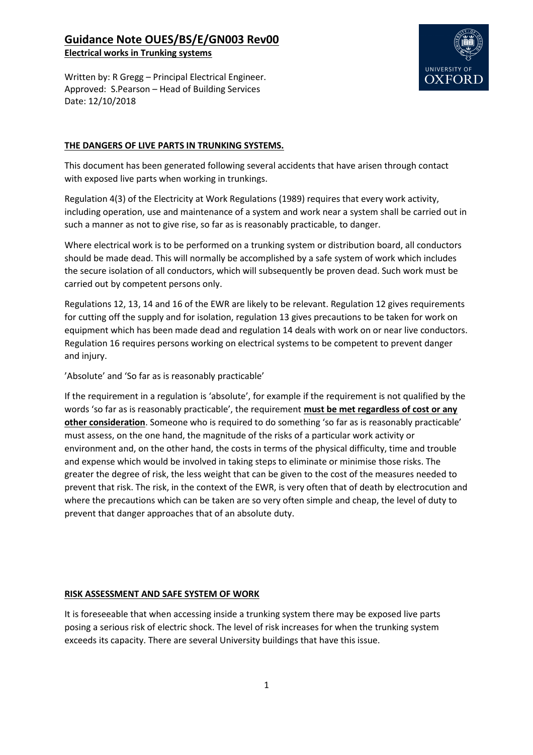# Guidance Note OUES/BS/E/GN003 Rev00

**Electrical works in Trunking systems**

Written by: R Gregg – Principal Electrical Engineer.
Approved: S.Pearson – Head of Building Services
Date: 12/10/2018

## THE DANGERS OF LIVE PARTS IN TRUNKING SYSTEMS.

This document has been generated following several accidents that have arisen through contact with exposed live parts when working in trunkings.

Regulation 4(3) of the Electricity at Work Regulations (1989) requires that every work activity, including operation, use and maintenance of a system and work near a system shall be carried out in such a manner as not to give rise, so far as is reasonably practicable, to danger.

Where electrical work is to be performed on a trunking system or distribution board, all conductors should be made dead. This will normally be accomplished by a safe system of work which includes the secure isolation of all conductors, which will subsequently be proven dead. Such work must be carried out by competent persons only.

Regulations 12, 13, 14 and 16 of the EWR are likely to be relevant. Regulation 12 gives requirements for cutting off the supply and for isolation, regulation 13 gives precautions to be taken for work on equipment which has been made dead and regulation 14 deals with work on or near live conductors. Regulation 16 requires persons working on electrical systems to be competent to prevent danger and injury.

'Absolute' and 'So far as is reasonably practicable'

If the requirement in a regulation is 'absolute', for example if the requirement is not qualified by the words 'so far as is reasonably practicable', the requirement **must be met regardless of cost or any other consideration**. Someone who is required to do something 'so far as is reasonably practicable' must assess, on the one hand, the magnitude of the risks of a particular work activity or environment and, on the other hand, the costs in terms of the physical difficulty, time and trouble and expense which would be involved in taking steps to eliminate or minimise those risks. The greater the degree of risk, the less weight that can be given to the cost of the measures needed to prevent that risk. The risk, in the context of the EWR, is very often that of death by electrocution and where the precautions which can be taken are so very often simple and cheap, the level of duty to prevent that danger approaches that of an absolute duty.

## RISK ASSESSMENT AND SAFE SYSTEM OF WORK

It is foreseeable that when accessing inside a trunking system there may be exposed live parts posing a serious risk of electric shock. The level of risk increases for when the trunking system exceeds its capacity. There are several University buildings that have this issue.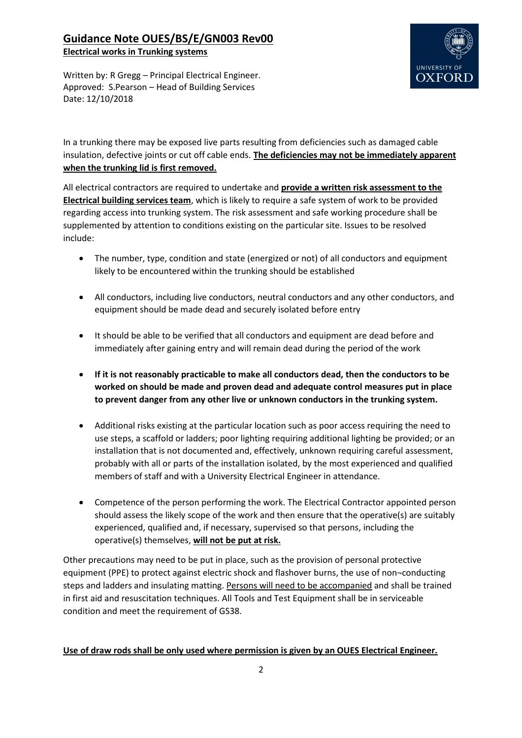# Guidance Note OUES/BS/E/GN003 Rev00

**Electrical works in Trunking systems**

Written by: R Gregg – Principal Electrical Engineer.
Approved: S.Pearson – Head of Building Services
Date: 12/10/2018

In a trunking there may be exposed live parts resulting from deficiencies such as damaged cable insulation, defective joints or cut off cable ends. **The deficiencies may not be immediately apparent when the trunking lid is first removed.**

All electrical contractors are required to undertake and **provide a written risk assessment to the Electrical building services team**, which is likely to require a safe system of work to be provided regarding access into trunking system. The risk assessment and safe working procedure shall be supplemented by attention to conditions existing on the particular site. Issues to be resolved include:

- The number, type, condition and state (energized or not) of all conductors and equipment likely to be encountered within the trunking should be established
- All conductors, including live conductors, neutral conductors and any other conductors, and equipment should be made dead and securely isolated before entry
- It should be able to be verified that all conductors and equipment are dead before and immediately after gaining entry and will remain dead during the period of the work
- **If it is not reasonably practicable to make all conductors dead, then the conductors to be worked on should be made and proven dead and adequate control measures put in place to prevent danger from any other live or unknown conductors in the trunking system.**
- Additional risks existing at the particular location such as poor access requiring the need to use steps, a scaffold or ladders; poor lighting requiring additional lighting be provided; or an installation that is not documented and, effectively, unknown requiring careful assessment, probably with all or parts of the installation isolated, by the most experienced and qualified members of staff and with a University Electrical Engineer in attendance.
- Competence of the person performing the work. The Electrical Contractor appointed person should assess the likely scope of the work and then ensure that the operative(s) are suitably experienced, qualified and, if necessary, supervised so that persons, including the operative(s) themselves, **will not be put at risk.**

Other precautions may need to be put in place, such as the provision of personal protective equipment (PPE) to protect against electric shock and flashover burns, the use of non¬conducting steps and ladders and insulating matting. Persons will need to be accompanied and shall be trained in first aid and resuscitation techniques. All Tools and Test Equipment shall be in serviceable condition and meet the requirement of GS38.

**Use of draw rods shall be only used where permission is given by an OUES Electrical Engineer.**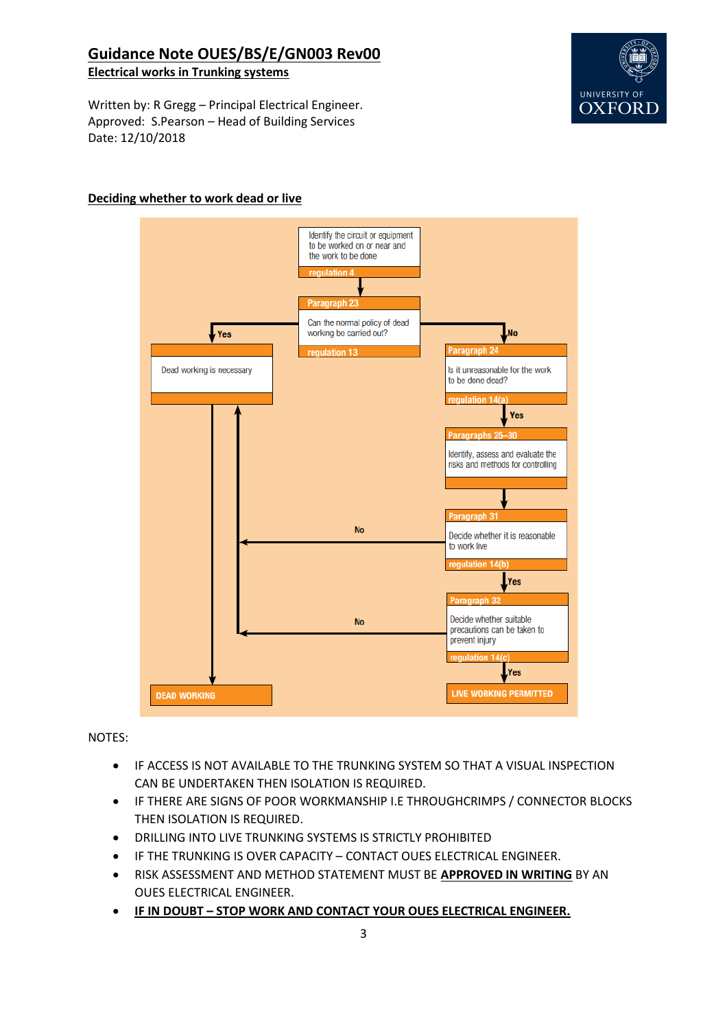# Guidance Note OUES/BS/E/GN003 Rev00

## Electrical works in Trunking systems

Written by: R Gregg – Principal Electrical Engineer.
Approved: S.Pearson – Head of Building Services
Date: 12/10/2018

UNIVERSITY OF OXFORD

### Deciding whether to work dead or live

Identify the circuit or equipment to be worked on or near and the work to be done
regulation 4

Paragraph 23
Can the normal policy of dead working be carried out?
regulation 13

Yes

Dead working is necessary

No

Paragraph 24
Is it unreasonable for the work to be done dead?
regulation 14(a)

Yes

Paragraphs 25–30
Identify, assess and evaluate the risks and methods for controlling

Paragraph 31
Decide whether it is reasonable to work live
regulation 14(b)

No

Yes

Paragraph 32
Decide whether suitable precautions can be taken to prevent injury
regulation 14(c)

No

Yes

DEAD WORKING

LIVE WORKING PERMITTED

NOTES:

- IF ACCESS IS NOT AVAILABLE TO THE TRUNKING SYSTEM SO THAT A VISUAL INSPECTION CAN BE UNDERTAKEN THEN ISOLATION IS REQUIRED.
- IF THERE ARE SIGNS OF POOR WORKMANSHIP I.E THROUGHCRIMPS / CONNECTOR BLOCKS THEN ISOLATION IS REQUIRED.
- DRILLING INTO LIVE TRUNKING SYSTEMS IS STRICTLY PROHIBITED
- IF THE TRUNKING IS OVER CAPACITY – CONTACT OUES ELECTRICAL ENGINEER.
- RISK ASSESSMENT AND METHOD STATEMENT MUST BE **APPROVED IN WRITING** BY AN OUES ELECTRICAL ENGINEER.
- **IF IN DOUBT – STOP WORK AND CONTACT YOUR OUES ELECTRICAL ENGINEER.**